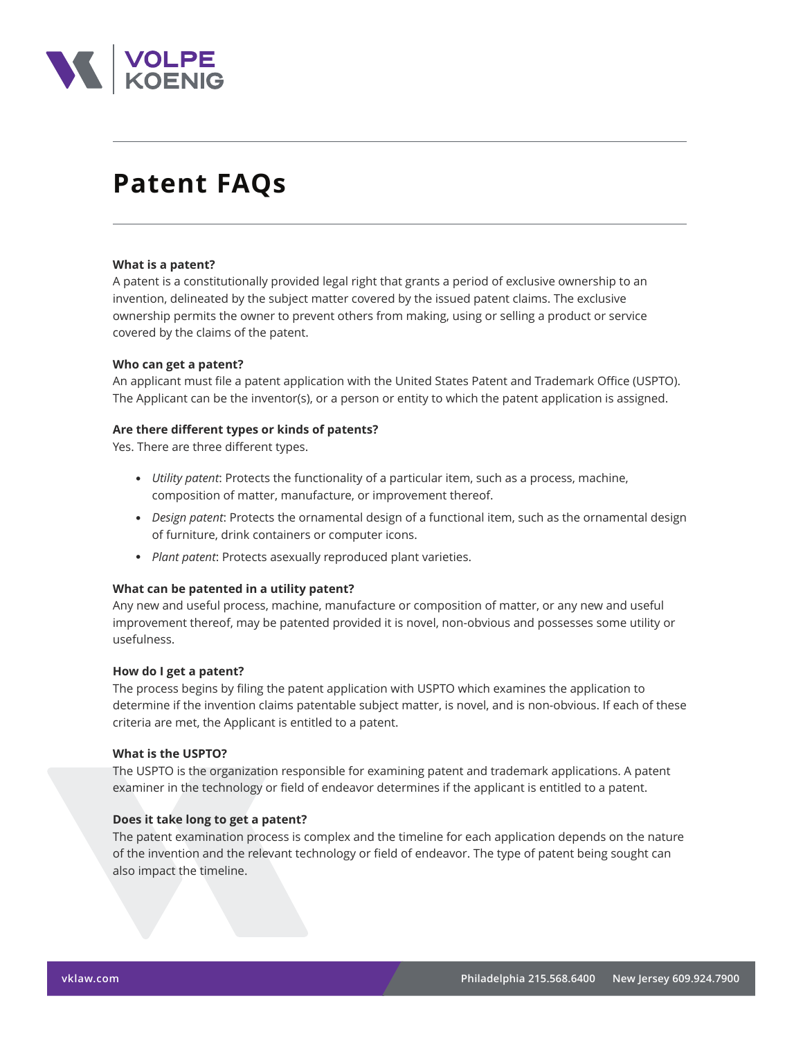# Patent FAQs

**What is a patent?**
A patent is a constitutionally provided legal right that grants a period of exclusive ownership to an invention, delineated by the subject matter covered by the issued patent claims. The exclusive ownership permits the owner to prevent others from making, using or selling a product or service covered by the claims of the patent.

**Who can get a patent?**
An applicant must file a patent application with the United States Patent and Trademark Office (USPTO). The Applicant can be the inventor(s), or a person or entity to which the patent application is assigned.

**Are there different types or kinds of patents?**
Yes. There are three different types.

- *Utility patent*: Protects the functionality of a particular item, such as a process, machine, composition of matter, manufacture, or improvement thereof.
- *Design patent*: Protects the ornamental design of a functional item, such as the ornamental design of furniture, drink containers or computer icons.
- *Plant patent*: Protects asexually reproduced plant varieties.

**What can be patented in a utility patent?**
Any new and useful process, machine, manufacture or composition of matter, or any new and useful improvement thereof, may be patented provided it is novel, non-obvious and possesses some utility or usefulness.

**How do I get a patent?**
The process begins by filing the patent application with USPTO which examines the application to determine if the invention claims patentable subject matter, is novel, and is non-obvious. If each of these criteria are met, the Applicant is entitled to a patent.

**What is the USPTO?**
The USPTO is the organization responsible for examining patent and trademark applications. A patent examiner in the technology or field of endeavor determines if the applicant is entitled to a patent.

**Does it take long to get a patent?**
The patent examination process is complex and the timeline for each application depends on the nature of the invention and the relevant technology or field of endeavor. The type of patent being sought can also impact the timeline.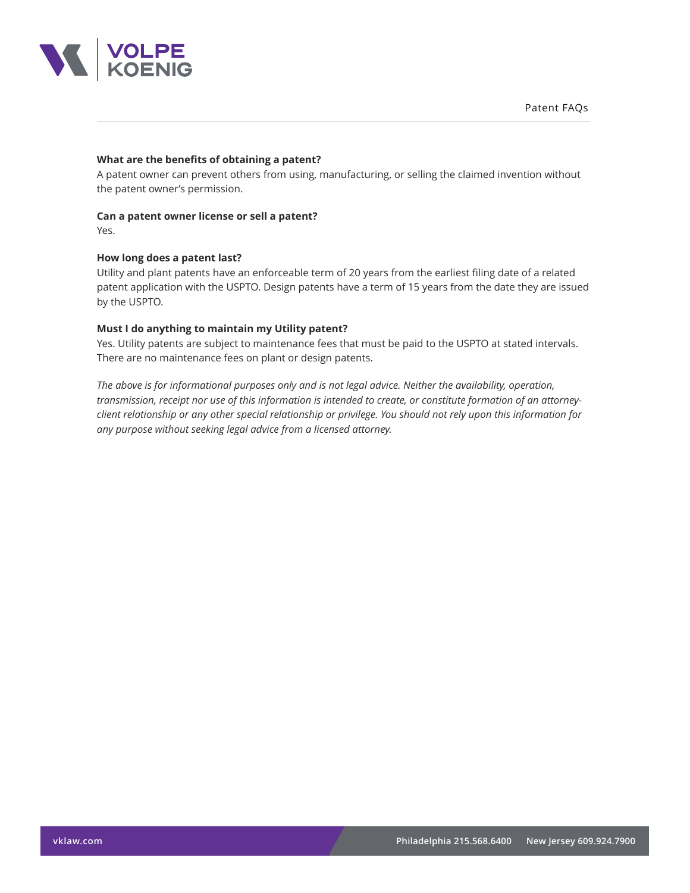**What are the benefits of obtaining a patent?**
A patent owner can prevent others from using, manufacturing, or selling the claimed invention without the patent owner's permission.

**Can a patent owner license or sell a patent?**
Yes.

**How long does a patent last?**
Utility and plant patents have an enforceable term of 20 years from the earliest filing date of a related patent application with the USPTO. Design patents have a term of 15 years from the date they are issued by the USPTO.

**Must I do anything to maintain my Utility patent?**
Yes. Utility patents are subject to maintenance fees that must be paid to the USPTO at stated intervals. There are no maintenance fees on plant or design patents.

*The above is for informational purposes only and is not legal advice. Neither the availability, operation, transmission, receipt nor use of this information is intended to create, or constitute formation of an attorney-client relationship or any other special relationship or privilege. You should not rely upon this information for any purpose without seeking legal advice from a licensed attorney.*